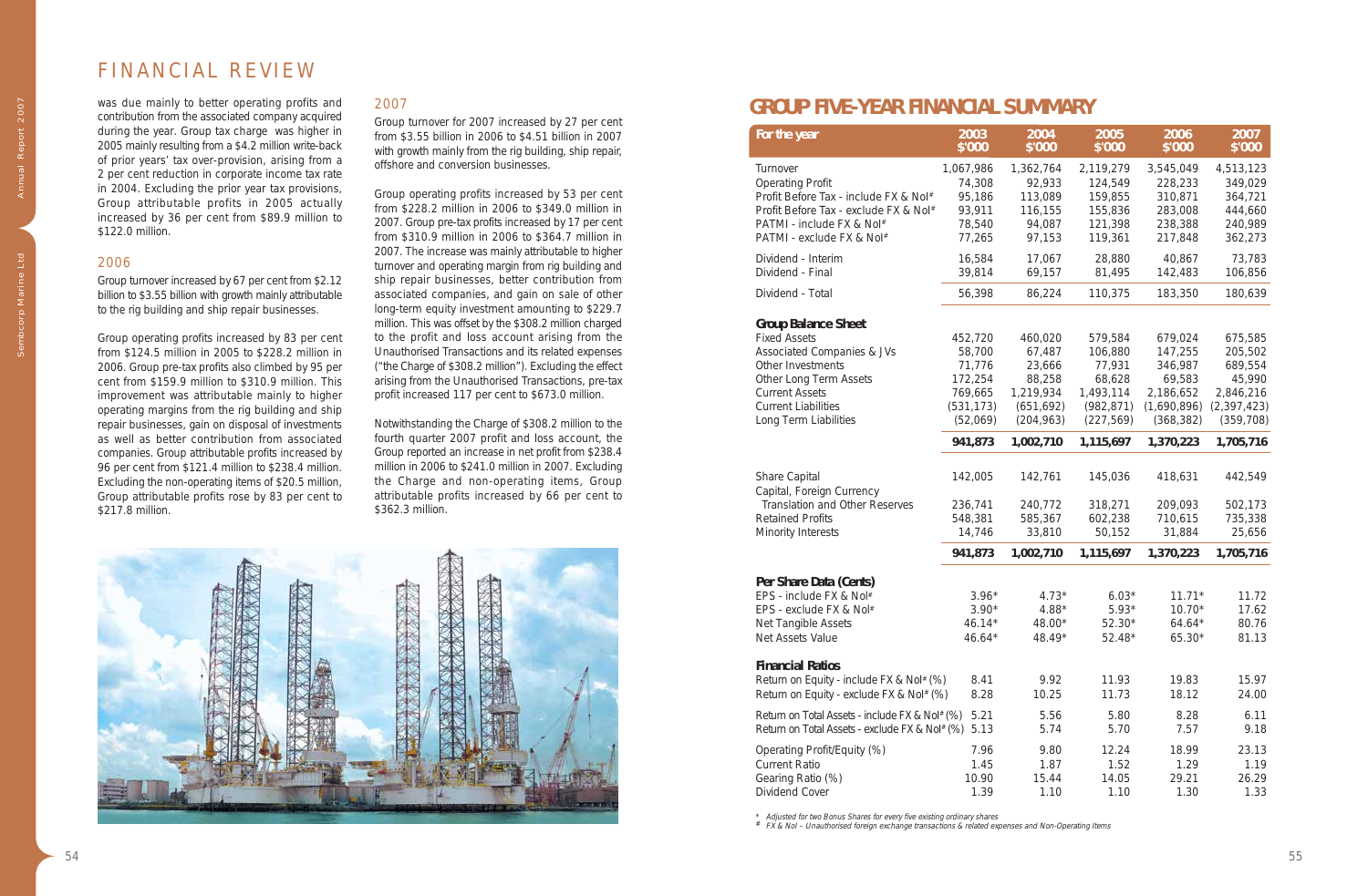# FINANCIAL REVIEW

was due mainly to better operating profits and contribution from the associated company acquired during the year. Group tax charge was higher in 2005 mainly resulting from a $4.2 million write-back of prior years' tax over-provision, arising from a 2 per cent reduction in corporate income tax rate in 2004. Excluding the prior year tax provisions, Group attributable profits in 2005 actually increased by 36 per cent from $89.9 million to $122.0 million.

## 2006

Group turnover increased by 67 per cent from $2.12 billion to $3.55 billion with growth mainly attributable to the rig building and ship repair businesses.

Group operating profits increased by 83 per cent from $124.5 million in 2005 to $228.2 million in 2006. Group pre-tax profits also climbed by 95 per cent from $159.9 million to $310.9 million. This improvement was attributable mainly to higher operating margins from the rig building and ship repair businesses, gain on disposal of investments as well as better contribution from associated companies. Group attributable profits increased by 96 per cent from $121.4 million to $238.4 million. Excluding the non-operating items of $20.5 million, Group attributable profits rose by 83 per cent to $217.8 million.

## 2007

Group turnover for 2007 increased by 27 per cent from $3.55 billion in 2006 to $4.51 billion in 2007 with growth mainly from the rig building, ship repair, offshore and conversion businesses.

Group operating profits increased by 53 per cent from $228.2 million in 2006 to $349.0 million in 2007. Group pre-tax profits increased by 17 per cent from $310.9 million in 2006 to $364.7 million in 2007. The increase was mainly attributable to higher turnover and operating margin from rig building and ship repair businesses, better contribution from associated companies, and gain on sale of other long-term equity investment amounting to $229.7 million. This was offset by the $308.2 million charged to the profit and loss account arising from the Unauthorised Transactions and its related expenses ("the Charge of $308.2 million"). Excluding the effect arising from the Unauthorised Transactions, pre-tax profit increased 117 per cent to $673.0 million.

Notwithstanding the Charge of $308.2 million to the fourth quarter 2007 profit and loss account, the Group reported an increase in net profit from $238.4 million in 2006 to $241.0 million in 2007. Excluding the Charge and non-operating items, Group attributable profits increased by 66 per cent to $362.3 million.

# GROUP FIVE-YEAR FINANCIAL SUMMARY

| For the year | 2003 $'000 | 2004 $'000 | 2005 $'000 | 2006 $'000 | 2007 $'000 |
|---|---|---|---|---|---|
| Turnover | 1,067,986 | 1,362,764 | 2,119,279 | 3,545,049 | 4,513,123 |
| Operating Profit | 74,308 | 92,933 | 124,549 | 228,233 | 349,029 |
| Profit Before Tax - include FX & NoI# | 95,186 | 113,089 | 159,855 | 310,871 | 364,721 |
| Profit Before Tax - exclude FX & NoI# | 93,911 | 116,155 | 155,836 | 283,008 | 444,660 |
| PATMI - include FX & NoI# | 78,540 | 94,087 | 121,398 | 238,388 | 240,989 |
| PATMI - exclude FX & NoI# | 77,265 | 97,153 | 119,361 | 217,848 | 362,273 |
| Dividend - Interim | 16,584 | 17,067 | 28,880 | 40,867 | 73,783 |
| Dividend - Final | 39,814 | 69,157 | 81,495 | 142,483 | 106,856 |
| Dividend - Total | 56,398 | 86,224 | 110,375 | 183,350 | 180,639 |
| **Group Balance Sheet** | | | | | |
| Fixed Assets | 452,720 | 460,020 | 579,584 | 679,024 | 675,585 |
| Associated Companies & JVs | 58,700 | 67,487 | 106,880 | 147,255 | 205,502 |
| Other Investments | 71,776 | 23,666 | 77,931 | 346,987 | 689,554 |
| Other Long Term Assets | 172,254 | 88,258 | 68,628 | 69,583 | 45,990 |
| Current Assets | 769,665 | 1,219,934 | 1,493,114 | 2,186,652 | 2,846,216 |
| Current Liabilities | (531,173) | (651,692) | (982,871) | (1,690,896) | (2,397,423) |
| Long Term Liabilities | (52,069) | (204,963) | (227,569) | (368,382) | (359,708) |
| | **941,873** | **1,002,710** | **1,115,697** | **1,370,223** | **1,705,716** |
| Share Capital | 142,005 | 142,761 | 145,036 | 418,631 | 442,549 |
| Capital, Foreign Currency Translation and Other Reserves | 236,741 | 240,772 | 318,271 | 209,093 | 502,173 |
| Retained Profits | 548,381 | 585,367 | 602,238 | 710,615 | 735,338 |
| Minority Interests | 14,746 | 33,810 | 50,152 | 31,884 | 25,656 |
| | **941,873** | **1,002,710** | **1,115,697** | **1,370,223** | **1,705,716** |
| **Per Share Data (Cents)** | | | | | |
| EPS - include FX & NoI# | 3.96* | 4.73* | 6.03* | 11.71* | 11.72 |
| EPS - exclude FX & NoI# | 3.90* | 4.88* | 5.93* | 10.70* | 17.62 |
| Net Tangible Assets | 46.14* | 48.00* | 52.30* | 64.64* | 80.76 |
| Net Assets Value | 46.64* | 48.49* | 52.48* | 65.30* | 81.13 |
| **Financial Ratios** | | | | | |
| Return on Equity - include FX & NoI# (%) | 8.41 | 9.92 | 11.93 | 19.83 | 15.97 |
| Return on Equity - exclude FX & NoI# (%) | 8.28 | 10.25 | 11.73 | 18.12 | 24.00 |
| Return on Total Assets - include FX & NoI# (%) | 5.21 | 5.56 | 5.80 | 8.28 | 6.11 |
| Return on Total Assets - exclude FX & NoI# (%) | 5.13 | 5.74 | 5.70 | 7.57 | 9.18 |
| Operating Profit/Equity (%) | 7.96 | 9.80 | 12.24 | 18.99 | 23.13 |
| Current Ratio | 1.45 | 1.87 | 1.52 | 1.29 | 1.19 |
| Gearing Ratio (%) | 10.90 | 15.44 | 14.05 | 29.21 | 26.29 |
| Dividend Cover | 1.39 | 1.10 | 1.10 | 1.30 | 1.33 |

*\* Adjusted for two Bonus Shares for every five existing ordinary shares*

*# FX & NoI – Unauthorised foreign exchange transactions & related expenses and Non-Operating Items*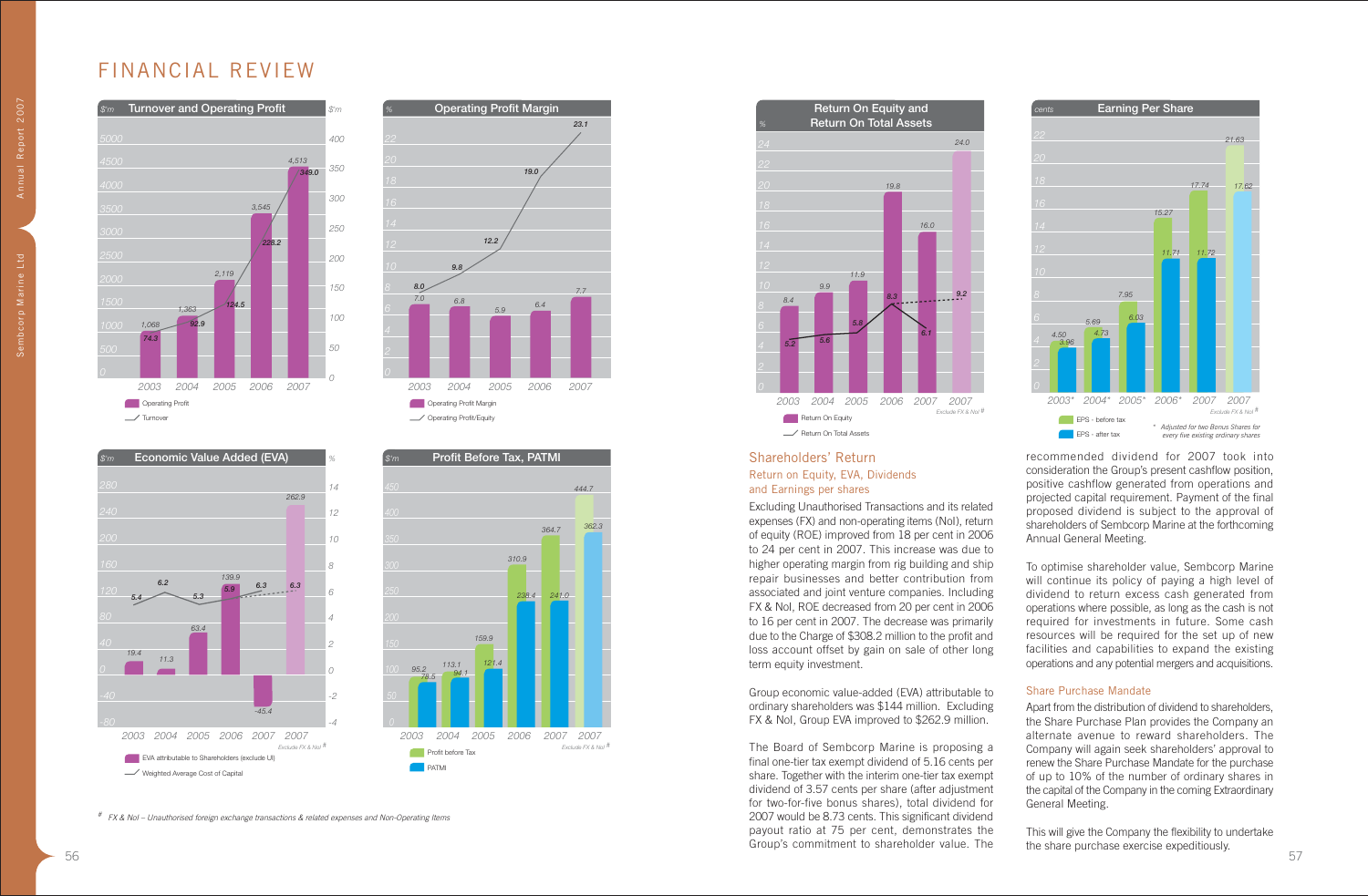# FINANCIAL REVIEW

**Turnover and Operating Profit**

$'m

5000 4500 4000 3500 3000 2500 2000 1500 1000 500 0

$'m

400 350 300 250 200 150 100 50 0

1,068 1,363 2,119 3,545 4,513

74.3 92.9 124.5 228.2 349.0

2003 2004 2005 2006 2007

Operating Profit

Turnover

**Operating Profit Margin**

%

22 20 18 16 14 12 10 8 6 4 2 0

8.0 9.8 12.2 19.0 23.1

7.0 6.8 5.9 6.4 7.7

2003 2004 2005 2006 2007

Operating Profit Margin

Operating Profit/Equity

**Economic Value Added (EVA)**

$'m

280 240 200 160 120 80 40 0 -40 -80

%

14 12 10 8 6 4 2 0 -2 -4

5.4 6.2 5.3 5.9 6.3 6.3

19.4 11.3 63.4 139.9 -45.4 262.9

2003 2004 2005 2006 2007 2007

Exclude FX & NoI #

EVA attributable to Shareholders (exclude UI)

Weighted Average Cost of Capital

**Profit Before Tax, PATMI**

$'m

450 400 350 300 250 200 150 100 50 0

95.2 78.5 113.1 94.1 159.9 121.4 310.9 238.4 364.7 241.0 444.7 362.3

2003 2004 2005 2006 2007 2007

Exclude FX & NoI #

Profit before Tax

PATMI

# FX & NoI – Unauthorised foreign exchange transactions & related expenses and Non-Operating Items

**Return On Equity and Return On Total Assets**

%

24 22 20 18 16 14 12 10 8 6 4 2 0

8.4 9.9 11.9 19.8 16.0 24.0

5.2 5.6 5.8 8.3 6.1 9.2

2003 2004 2005 2006 2007 2007

Exclude FX & NoI #

Return On Equity

Return On Total Assets

**Earning Per Share**

cents

22 20 18 16 14 12 10 8 6 4 2 0

4.50 3.96 5.69 4.73 7.95 6.03 15.27 11.71 17.74 11.72 21.63 17.62

2003* 2004* 2005* 2006* 2007 2007

Exclude FX & NoI #

EPS - before tax

EPS - after tax

\* Adjusted for two Bonus Shares for every five existing ordinary shares

## Shareholders' Return

### Return on Equity, EVA, Dividends and Earnings per shares

Excluding Unauthorised Transactions and its related expenses (FX) and non-operating items (NoI), return of equity (ROE) improved from 18 per cent in 2006 to 24 per cent in 2007. This increase was due to higher operating margin from rig building and ship repair businesses and better contribution from associated and joint venture companies. Including FX & NoI, ROE decreased from 20 per cent in 2006 to 16 per cent in 2007. The decrease was primarily due to the Charge of $308.2 million to the profit and loss account offset by gain on sale of other long term equity investment.

Group economic value-added (EVA) attributable to ordinary shareholders was $144 million. Excluding FX & NoI, Group EVA improved to $262.9 million.

The Board of Sembcorp Marine is proposing a final one-tier tax exempt dividend of 5.16 cents per share. Together with the interim one-tier tax exempt dividend of 3.57 cents per share (after adjustment for two-for-five bonus shares), total dividend for 2007 would be 8.73 cents. This significant dividend payout ratio at 75 per cent, demonstrates the Group's commitment to shareholder value. The recommended dividend for 2007 took into consideration the Group's present cashflow position, positive cashflow generated from operations and projected capital requirement. Payment of the final proposed dividend is subject to the approval of shareholders of Sembcorp Marine at the forthcoming Annual General Meeting.

To optimise shareholder value, Sembcorp Marine will continue its policy of paying a high level of dividend to return excess cash generated from operations where possible, as long as the cash is not required for investments in future. Some cash resources will be required for the set up of new facilities and capabilities to expand the existing operations and any potential mergers and acquisitions.

### Share Purchase Mandate

Apart from the distribution of dividend to shareholders, the Share Purchase Plan provides the Company an alternate avenue to reward shareholders. The Company will again seek shareholders' approval to renew the Share Purchase Mandate for the purchase of up to 10% of the number of ordinary shares in the capital of the Company in the coming Extraordinary General Meeting.

This will give the Company the flexibility to undertake the share purchase exercise expeditiously.